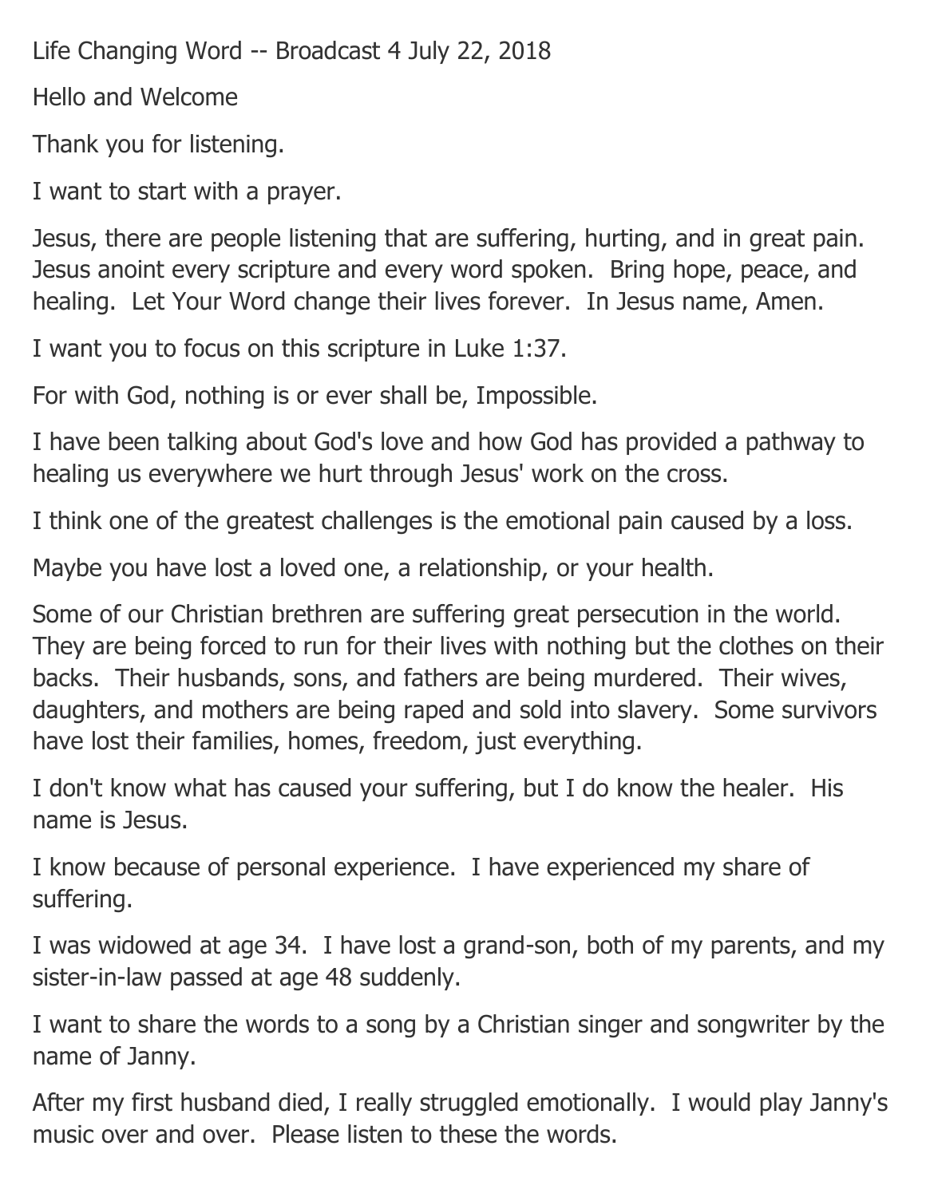Life Changing Word -- Broadcast 4 July 22, 2018

Hello and Welcome

Thank you for listening.

I want to start with a prayer.

Jesus, there are people listening that are suffering, hurting, and in great pain. Jesus anoint every scripture and every word spoken. Bring hope, peace, and healing. Let Your Word change their lives forever. In Jesus name, Amen.

I want you to focus on this scripture in Luke 1:37.

For with God, nothing is or ever shall be, Impossible.

I have been talking about God's love and how God has provided a pathway to healing us everywhere we hurt through Jesus' work on the cross.

I think one of the greatest challenges is the emotional pain caused by a loss.

Maybe you have lost a loved one, a relationship, or your health.

Some of our Christian brethren are suffering great persecution in the world. They are being forced to run for their lives with nothing but the clothes on their backs. Their husbands, sons, and fathers are being murdered. Their wives, daughters, and mothers are being raped and sold into slavery. Some survivors have lost their families, homes, freedom, just everything.

I don't know what has caused your suffering, but I do know the healer. His name is Jesus.

I know because of personal experience. I have experienced my share of suffering.

I was widowed at age 34. I have lost a grand-son, both of my parents, and my sister-in-law passed at age 48 suddenly.

I want to share the words to a song by a Christian singer and songwriter by the name of Janny.

After my first husband died, I really struggled emotionally. I would play Janny's music over and over. Please listen to these the words.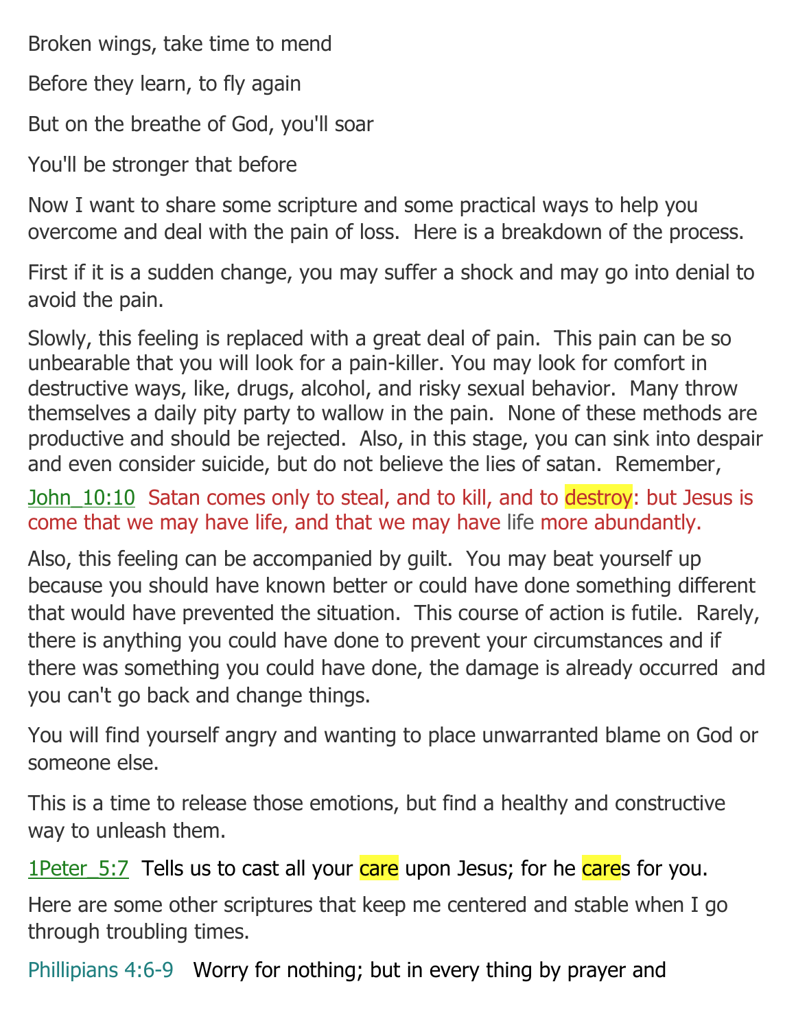Broken wings, take time to mend

Before they learn, to fly again

But on the breathe of God, you'll soar

You'll be stronger that before

Now I want to share some scripture and some practical ways to help you overcome and deal with the pain of loss. Here is a breakdown of the process.

First if it is a sudden change, you may suffer a shock and may go into denial to avoid the pain.

Slowly, this feeling is replaced with a great deal of pain. This pain can be so unbearable that you will look for a pain-killer. You may look for comfort in destructive ways, like, drugs, alcohol, and risky sexual behavior. Many throw themselves a daily pity party to wallow in the pain. None of these methods are productive and should be rejected. Also, in this stage, you can sink into despair and even consider suicide, but do not believe the lies of satan. Remember,

John_10:10 Satan comes only to steal, and to kill, and to destroy: but Jesus is come that we may have life, and that we may have life more abundantly.

Also, this feeling can be accompanied by guilt. You may beat yourself up because you should have known better or could have done something different that would have prevented the situation. This course of action is futile. Rarely, there is anything you could have done to prevent your circumstances and if there was something you could have done, the damage is already occurred and you can't go back and change things.

You will find yourself angry and wanting to place unwarranted blame on God or someone else.

This is a time to release those emotions, but find a healthy and constructive way to unleash them.

1Peter_5:7 Tells us to cast all your care upon Jesus; for he cares for you.

Here are some other scriptures that keep me centered and stable when I go through troubling times.

Phillipians 4:6-9 Worry for nothing; but in every thing by prayer and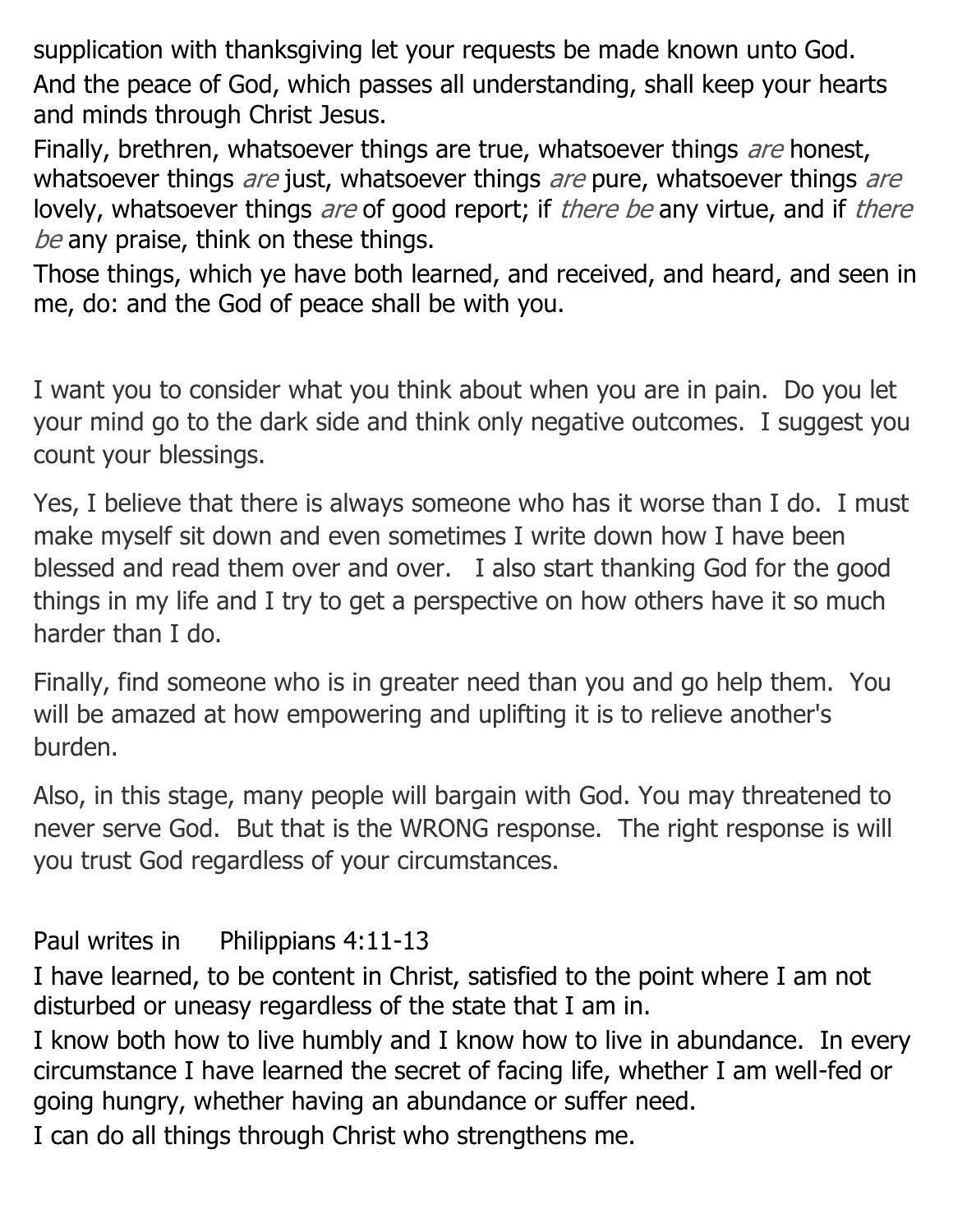supplication with thanksgiving let your requests be made known unto God.
And the peace of God, which passes all understanding, shall keep your hearts and minds through Christ Jesus.
Finally, brethren, whatsoever things are true, whatsoever things *are* honest, whatsoever things *are* just, whatsoever things *are* pure, whatsoever things *are* lovely, whatsoever things *are* of good report; if *there be* any virtue, and if *there be* any praise, think on these things.
Those things, which ye have both learned, and received, and heard, and seen in me, do: and the God of peace shall be with you.

I want you to consider what you think about when you are in pain. Do you let your mind go to the dark side and think only negative outcomes. I suggest you count your blessings.

Yes, I believe that there is always someone who has it worse than I do. I must make myself sit down and even sometimes I write down how I have been blessed and read them over and over. I also start thanking God for the good things in my life and I try to get a perspective on how others have it so much harder than I do.

Finally, find someone who is in greater need than you and go help them. You will be amazed at how empowering and uplifting it is to relieve another's burden.

Also, in this stage, many people will bargain with God. You may threatened to never serve God. But that is the WRONG response. The right response is will you trust God regardless of your circumstances.

Paul writes in Philippians 4:11-13
I have learned, to be content in Christ, satisfied to the point where I am not disturbed or uneasy regardless of the state that I am in.
I know both how to live humbly and I know how to live in abundance. In every circumstance I have learned the secret of facing life, whether I am well-fed or going hungry, whether having an abundance or suffer need.
I can do all things through Christ who strengthens me.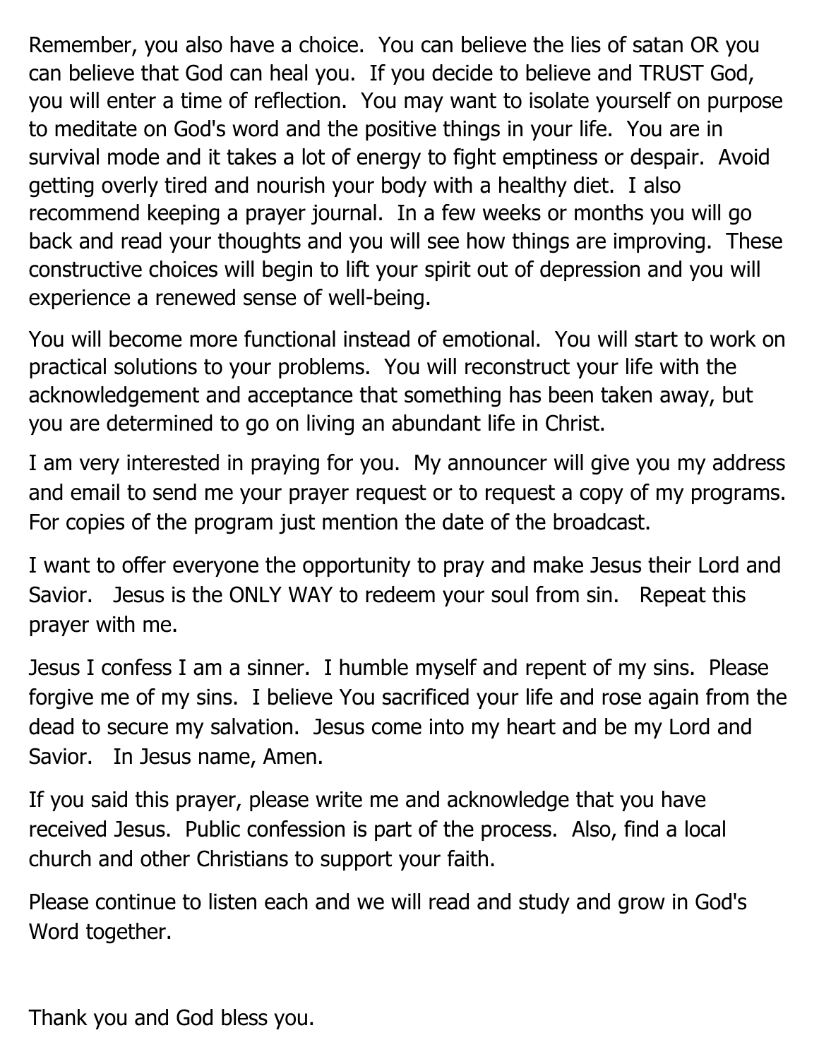Remember, you also have a choice. You can believe the lies of satan OR you can believe that God can heal you. If you decide to believe and TRUST God, you will enter a time of reflection. You may want to isolate yourself on purpose to meditate on God's word and the positive things in your life. You are in survival mode and it takes a lot of energy to fight emptiness or despair. Avoid getting overly tired and nourish your body with a healthy diet. I also recommend keeping a prayer journal. In a few weeks or months you will go back and read your thoughts and you will see how things are improving. These constructive choices will begin to lift your spirit out of depression and you will experience a renewed sense of well-being.

You will become more functional instead of emotional. You will start to work on practical solutions to your problems. You will reconstruct your life with the acknowledgement and acceptance that something has been taken away, but you are determined to go on living an abundant life in Christ.

I am very interested in praying for you. My announcer will give you my address and email to send me your prayer request or to request a copy of my programs. For copies of the program just mention the date of the broadcast.

I want to offer everyone the opportunity to pray and make Jesus their Lord and Savior. Jesus is the ONLY WAY to redeem your soul from sin. Repeat this prayer with me.

Jesus I confess I am a sinner. I humble myself and repent of my sins. Please forgive me of my sins. I believe You sacrificed your life and rose again from the dead to secure my salvation. Jesus come into my heart and be my Lord and Savior. In Jesus name, Amen.

If you said this prayer, please write me and acknowledge that you have received Jesus. Public confession is part of the process. Also, find a local church and other Christians to support your faith.

Please continue to listen each and we will read and study and grow in God's Word together.

Thank you and God bless you.